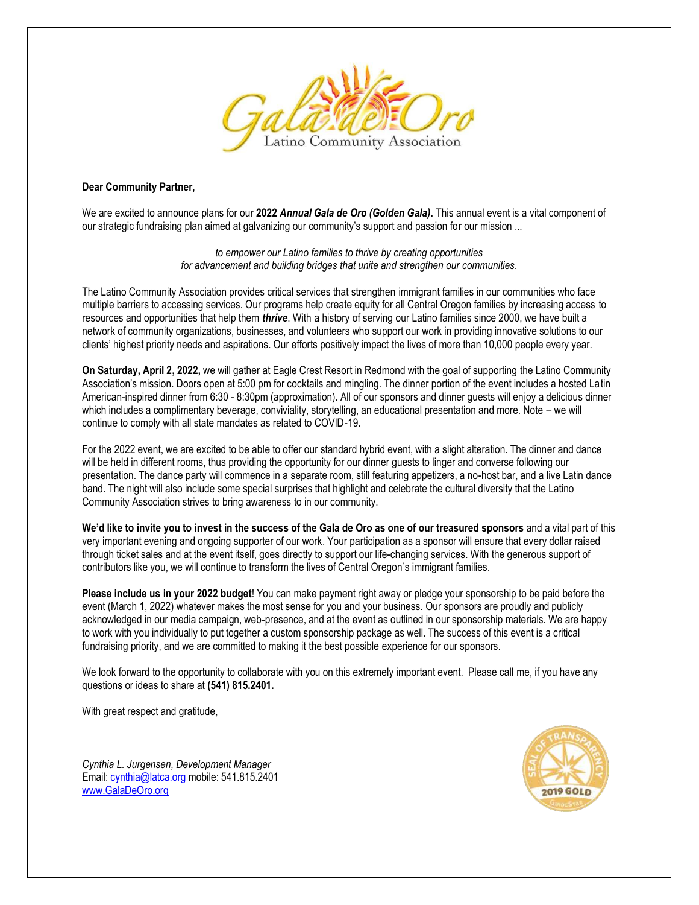Gala de Oro
Latino Community Association

**Dear Community Partner,**

We are excited to announce plans for our **2022 *Annual Gala de Oro (Golden Gala)*.** This annual event is a vital component of our strategic fundraising plan aimed at galvanizing our community's support and passion for our mission ...

*to empower our Latino families to thrive by creating opportunities for advancement and building bridges that unite and strengthen our communities.*

The Latino Community Association provides critical services that strengthen immigrant families in our communities who face multiple barriers to accessing services. Our programs help create equity for all Central Oregon families by increasing access to resources and opportunities that help them ***thrive***. With a history of serving our Latino families since 2000, we have built a network of community organizations, businesses, and volunteers who support our work in providing innovative solutions to our clients' highest priority needs and aspirations. Our efforts positively impact the lives of more than 10,000 people every year.

**On Saturday, April 2, 2022,** we will gather at Eagle Crest Resort in Redmond with the goal of supporting the Latino Community Association's mission. Doors open at 5:00 pm for cocktails and mingling. The dinner portion of the event includes a hosted Latin American-inspired dinner from 6:30 - 8:30pm (approximation). All of our sponsors and dinner guests will enjoy a delicious dinner which includes a complimentary beverage, conviviality, storytelling, an educational presentation and more. Note – we will continue to comply with all state mandates as related to COVID-19.

For the 2022 event, we are excited to be able to offer our standard hybrid event, with a slight alteration. The dinner and dance will be held in different rooms, thus providing the opportunity for our dinner guests to linger and converse following our presentation. The dance party will commence in a separate room, still featuring appetizers, a no-host bar, and a live Latin dance band. The night will also include some special surprises that highlight and celebrate the cultural diversity that the Latino Community Association strives to bring awareness to in our community.

**We'd like to invite you to invest in the success of the Gala de Oro as one of our treasured sponsors** and a vital part of this very important evening and ongoing supporter of our work. Your participation as a sponsor will ensure that every dollar raised through ticket sales and at the event itself, goes directly to support our life-changing services. With the generous support of contributors like you, we will continue to transform the lives of Central Oregon's immigrant families.

**Please include us in your 2022 budget**! You can make payment right away or pledge your sponsorship to be paid before the event (March 1, 2022) whatever makes the most sense for you and your business. Our sponsors are proudly and publicly acknowledged in our media campaign, web-presence, and at the event as outlined in our sponsorship materials. We are happy to work with you individually to put together a custom sponsorship package as well. The success of this event is a critical fundraising priority, and we are committed to making it the best possible experience for our sponsors.

We look forward to the opportunity to collaborate with you on this extremely important event. Please call me, if you have any questions or ideas to share at **(541) 815.2401.**

With great respect and gratitude,

*Cynthia L. Jurgensen, Development Manager*
Email: cynthia@latca.org mobile: 541.815.2401
www.GalaDeOro.org

SEAL OF TRANSPARENCY 2019 GOLD GuideStar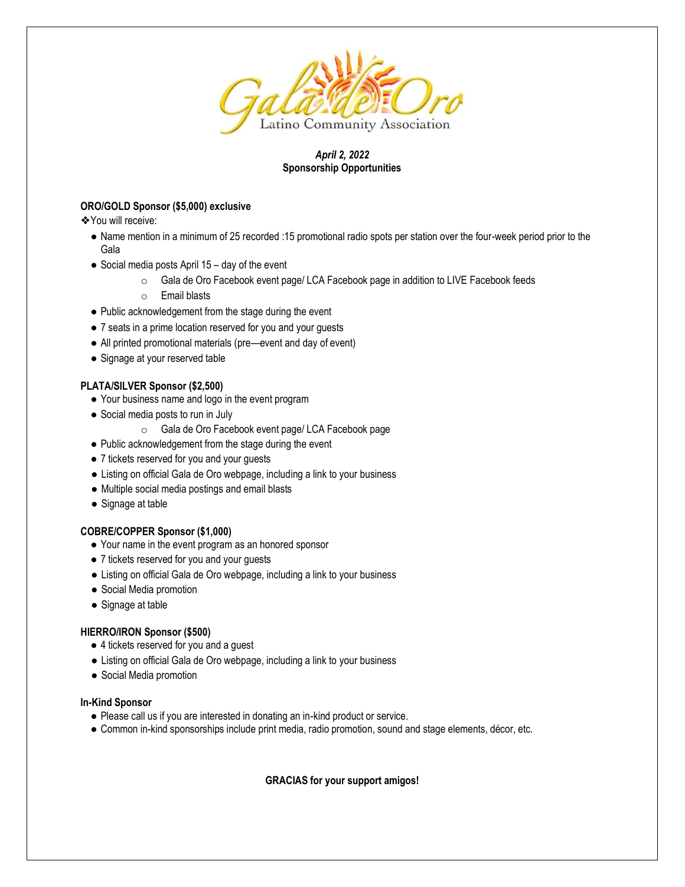Gala de Oro

Latino Community Association

***April 2, 2022***
**Sponsorship Opportunities**

**ORO/GOLD Sponsor ($5,000) exclusive**

❖You will receive:

- Name mention in a minimum of 25 recorded :15 promotional radio spots per station over the four-week period prior to the Gala
- Social media posts April 15 – day of the event
  - Gala de Oro Facebook event page/ LCA Facebook page in addition to LIVE Facebook feeds
  - Email blasts
- Public acknowledgement from the stage during the event
- 7 seats in a prime location reserved for you and your guests
- All printed promotional materials (pre—event and day of event)
- Signage at your reserved table

**PLATA/SILVER Sponsor ($2,500)**

- Your business name and logo in the event program
- Social media posts to run in July
  - Gala de Oro Facebook event page/ LCA Facebook page
- Public acknowledgement from the stage during the event
- 7 tickets reserved for you and your guests
- Listing on official Gala de Oro webpage, including a link to your business
- Multiple social media postings and email blasts
- Signage at table

**COBRE/COPPER Sponsor ($1,000)**

- Your name in the event program as an honored sponsor
- 7 tickets reserved for you and your guests
- Listing on official Gala de Oro webpage, including a link to your business
- Social Media promotion
- Signage at table

**HIERRO/IRON Sponsor ($500)**

- 4 tickets reserved for you and a guest
- Listing on official Gala de Oro webpage, including a link to your business
- Social Media promotion

**In-Kind Sponsor**

- Please call us if you are interested in donating an in-kind product or service.
- Common in-kind sponsorships include print media, radio promotion, sound and stage elements, décor, etc.

**GRACIAS for your support amigos!**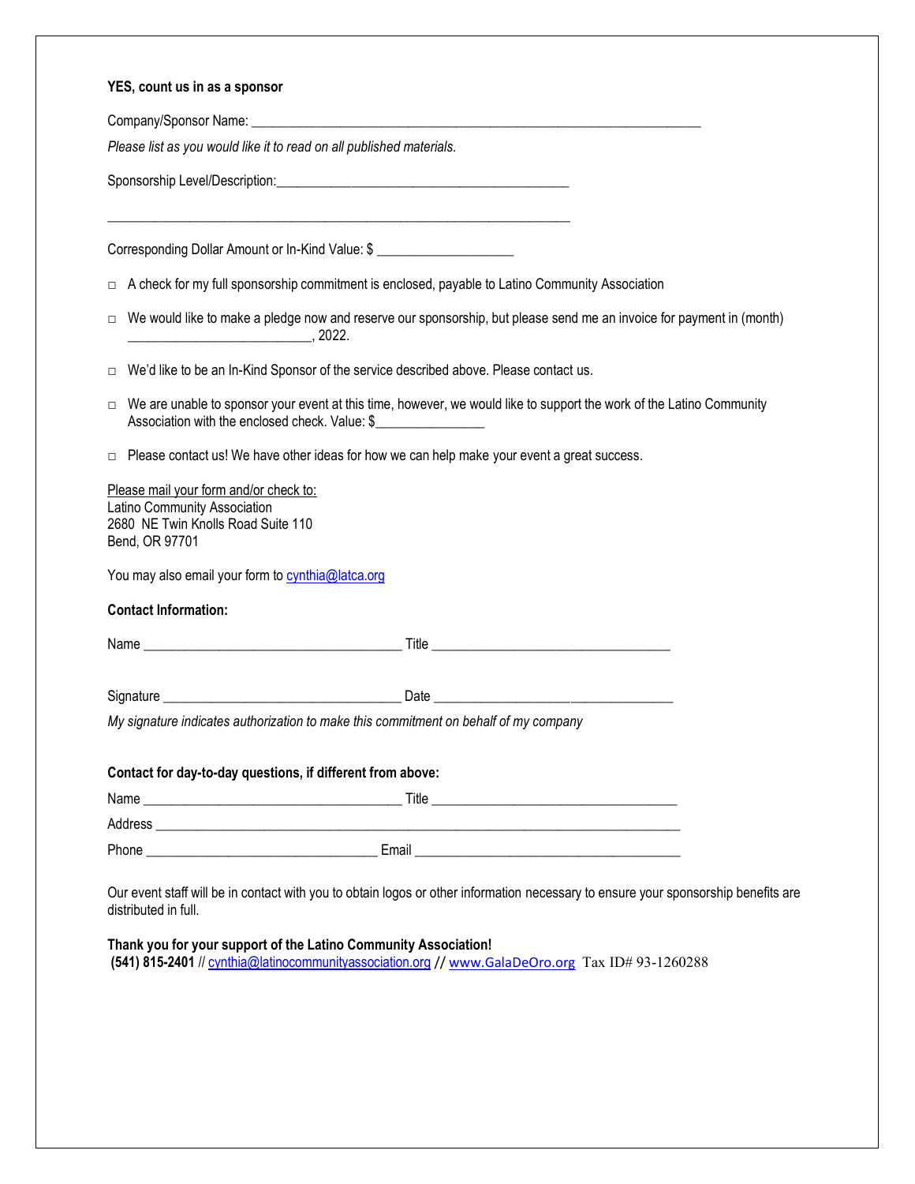**YES, count us in as a sponsor**

Company/Sponsor Name: ___________________________________________________________________

*Please list as you would like it to read on all published materials.*

Sponsorship Level/Description:____________________________________________

______________________________________________________________________

Corresponding Dollar Amount or In-Kind Value: $ ____________________

□ A check for my full sponsorship commitment is enclosed, payable to Latino Community Association

□ We would like to make a pledge now and reserve our sponsorship, but please send me an invoice for payment in (month) ___________________________, 2022.

□ We'd like to be an In-Kind Sponsor of the service described above. Please contact us.

□ We are unable to sponsor your event at this time, however, we would like to support the work of the Latino Community Association with the enclosed check. Value: $________________

□ Please contact us! We have other ideas for how we can help make your event a great success.

Please mail your form and/or check to:
Latino Community Association
2680 NE Twin Knolls Road Suite 110
Bend, OR 97701

You may also email your form to cynthia@latca.org

**Contact Information:**

Name ______________________________________ Title ___________________________________

Signature ___________________________________ Date ___________________________________

*My signature indicates authorization to make this commitment on behalf of my company*

**Contact for day-to-day questions, if different from above:**

Name ______________________________________ Title ____________________________________

Address _____________________________________________________________________________

Phone __________________________________ Email _______________________________________

Our event staff will be in contact with you to obtain logos or other information necessary to ensure your sponsorship benefits are distributed in full.

**Thank you for your support of the Latino Community Association!**
**(541) 815-2401** // cynthia@latinocommunityassociation.org // www.GalaDeOro.org Tax ID# 93-1260288